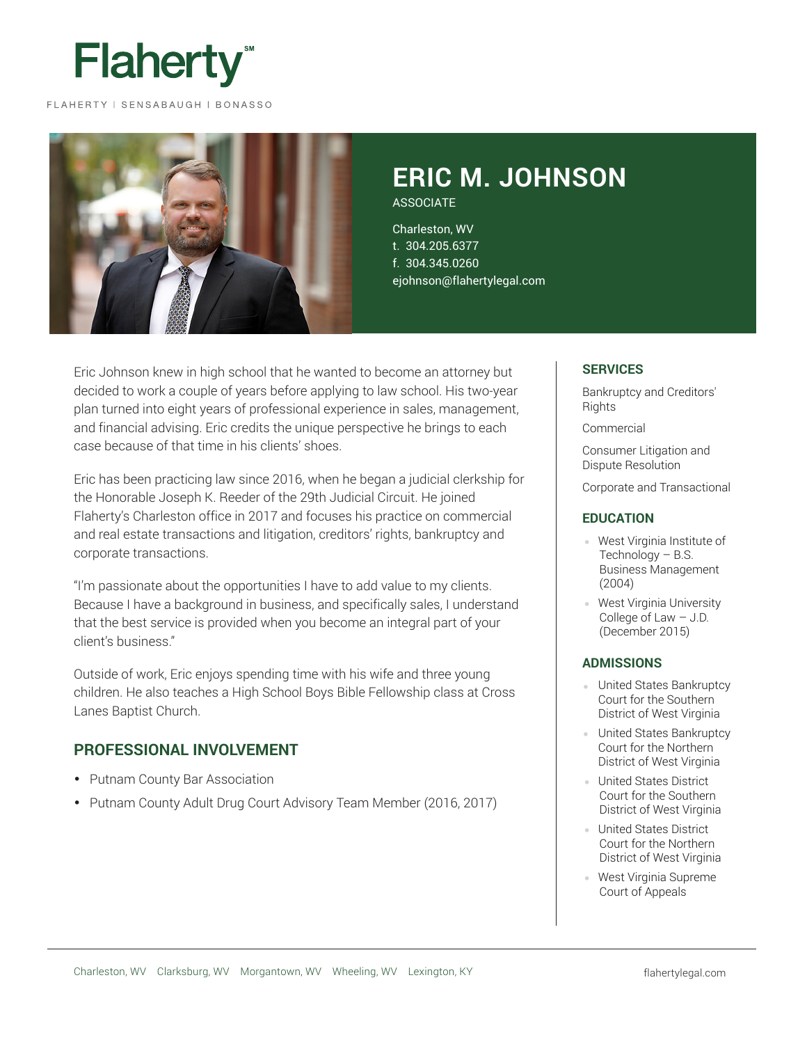Flaherty℠

FLAHERTY | SENSABAUGH | BONASSO

# ERIC M. JOHNSON

ASSOCIATE

Charleston, WV
t. 304.205.6377
f. 304.345.0260
ejohnson@flahertylegal.com

Eric Johnson knew in high school that he wanted to become an attorney but decided to work a couple of years before applying to law school. His two-year plan turned into eight years of professional experience in sales, management, and financial advising. Eric credits the unique perspective he brings to each case because of that time in his clients' shoes.

Eric has been practicing law since 2016, when he began a judicial clerkship for the Honorable Joseph K. Reeder of the 29th Judicial Circuit. He joined Flaherty's Charleston office in 2017 and focuses his practice on commercial and real estate transactions and litigation, creditors' rights, bankruptcy and corporate transactions.

"I'm passionate about the opportunities I have to add value to my clients. Because I have a background in business, and specifically sales, I understand that the best service is provided when you become an integral part of your client's business."

Outside of work, Eric enjoys spending time with his wife and three young children. He also teaches a High School Boys Bible Fellowship class at Cross Lanes Baptist Church.

## PROFESSIONAL INVOLVEMENT

- Putnam County Bar Association
- Putnam County Adult Drug Court Advisory Team Member (2016, 2017)

## SERVICES

Bankruptcy and Creditors' Rights

Commercial

Consumer Litigation and Dispute Resolution

Corporate and Transactional

## EDUCATION

- West Virginia Institute of Technology – B.S. Business Management (2004)
- West Virginia University College of Law – J.D. (December 2015)

## ADMISSIONS

- United States Bankruptcy Court for the Southern District of West Virginia
- United States Bankruptcy Court for the Northern District of West Virginia
- United States District Court for the Southern District of West Virginia
- United States District Court for the Northern District of West Virginia
- West Virginia Supreme Court of Appeals

Charleston, WV Clarksburg, WV Morgantown, WV Wheeling, WV Lexington, KY

flahertylegal.com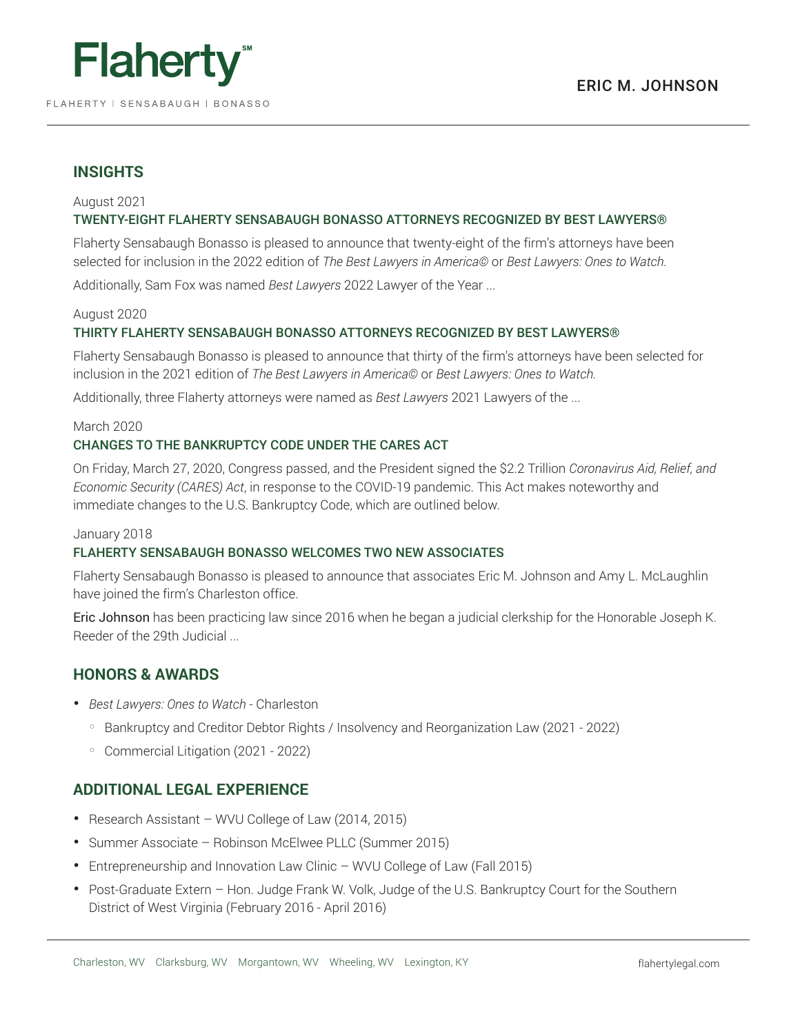## INSIGHTS

August 2021

**TWENTY-EIGHT FLAHERTY SENSABAUGH BONASSO ATTORNEYS RECOGNIZED BY BEST LAWYERS®**

Flaherty Sensabaugh Bonasso is pleased to announce that twenty-eight of the firm's attorneys have been selected for inclusion in the 2022 edition of *The Best Lawyers in America©* or *Best Lawyers: Ones to Watch.*

Additionally, Sam Fox was named *Best Lawyers* 2022 Lawyer of the Year ...

August 2020

**THIRTY FLAHERTY SENSABAUGH BONASSO ATTORNEYS RECOGNIZED BY BEST LAWYERS®**

Flaherty Sensabaugh Bonasso is pleased to announce that thirty of the firm's attorneys have been selected for inclusion in the 2021 edition of *The Best Lawyers in America©* or *Best Lawyers: Ones to Watch.*

Additionally, three Flaherty attorneys were named as *Best Lawyers* 2021 Lawyers of the ...

March 2020

**CHANGES TO THE BANKRUPTCY CODE UNDER THE CARES ACT**

On Friday, March 27, 2020, Congress passed, and the President signed the $2.2 Trillion *Coronavirus Aid, Relief, and Economic Security (CARES) Act*, in response to the COVID-19 pandemic. This Act makes noteworthy and immediate changes to the U.S. Bankruptcy Code, which are outlined below.

January 2018

**FLAHERTY SENSABAUGH BONASSO WELCOMES TWO NEW ASSOCIATES**

Flaherty Sensabaugh Bonasso is pleased to announce that associates Eric M. Johnson and Amy L. McLaughlin have joined the firm's Charleston office.

Eric Johnson has been practicing law since 2016 when he began a judicial clerkship for the Honorable Joseph K. Reeder of the 29th Judicial ...

## HONORS & AWARDS

- *Best Lawyers: Ones to Watch* - Charleston
  - Bankruptcy and Creditor Debtor Rights / Insolvency and Reorganization Law (2021 - 2022)
  - Commercial Litigation (2021 - 2022)

## ADDITIONAL LEGAL EXPERIENCE

- Research Assistant – WVU College of Law (2014, 2015)
- Summer Associate – Robinson McElwee PLLC (Summer 2015)
- Entrepreneurship and Innovation Law Clinic – WVU College of Law (Fall 2015)
- Post-Graduate Extern – Hon. Judge Frank W. Volk, Judge of the U.S. Bankruptcy Court for the Southern District of West Virginia (February 2016 - April 2016)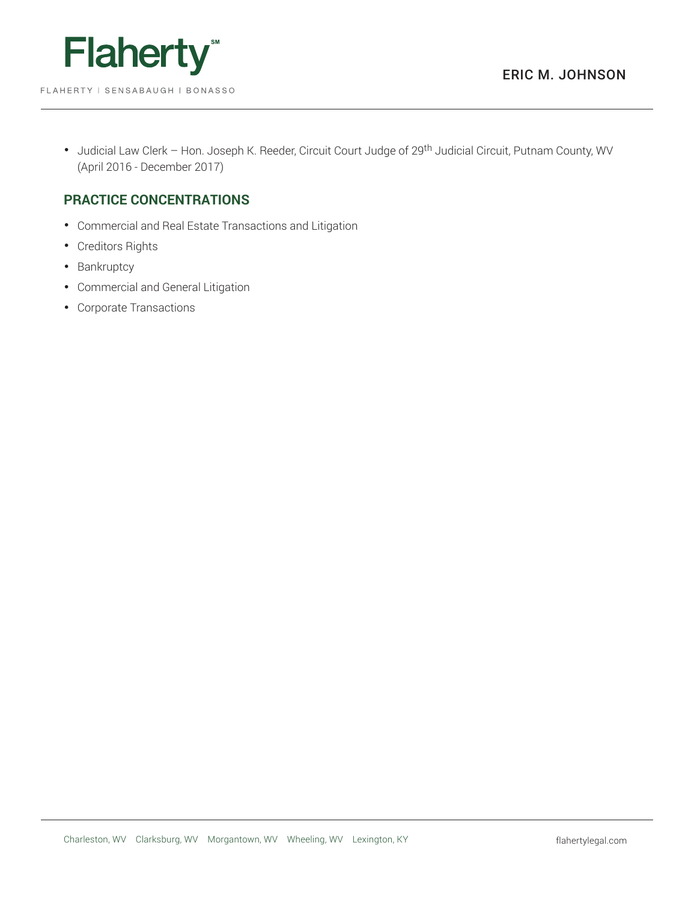- Judicial Law Clerk – Hon. Joseph K. Reeder, Circuit Court Judge of 29th Judicial Circuit, Putnam County, WV (April 2016 - December 2017)

## PRACTICE CONCENTRATIONS

- Commercial and Real Estate Transactions and Litigation
- Creditors Rights
- Bankruptcy
- Commercial and General Litigation
- Corporate Transactions